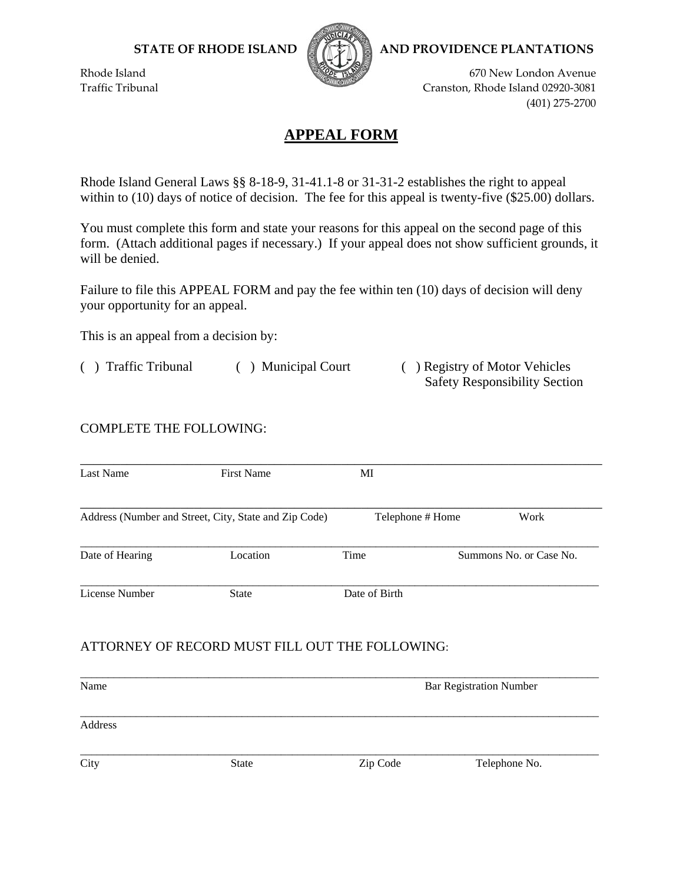STATE OF RHODE ISLAND AND PROVIDENCE PLANTATIONS

Rhode Island
Traffic Tribunal

670 New London Avenue
Cranston, Rhode Island 02920-3081
(401) 275-2700

# APPEAL FORM

Rhode Island General Laws §§ 8-18-9, 31-41.1-8 or 31-31-2 establishes the right to appeal within to (10) days of notice of decision. The fee for this appeal is twenty-five ($25.00) dollars.

You must complete this form and state your reasons for this appeal on the second page of this form. (Attach additional pages if necessary.) If your appeal does not show sufficient grounds, it will be denied.

Failure to file this APPEAL FORM and pay the fee within ten (10) days of decision will deny your opportunity for an appeal.

This is an appeal from a decision by:

( ) Traffic Tribunal ( ) Municipal Court ( ) Registry of Motor Vehicles Safety Responsibility Section

COMPLETE THE FOLLOWING:

______________________________________________________________________
Last Name First Name MI

______________________________________________________________________
Address (Number and Street, City, State and Zip Code) Telephone # Home Work

______________________________________________________________________
Date of Hearing Location Time Summons No. or Case No.

______________________________________________________________________
License Number State Date of Birth

ATTORNEY OF RECORD MUST FILL OUT THE FOLLOWING:

______________________________________________________________________
Name Bar Registration Number

______________________________________________________________________
Address

______________________________________________________________________
City State Zip Code Telephone No.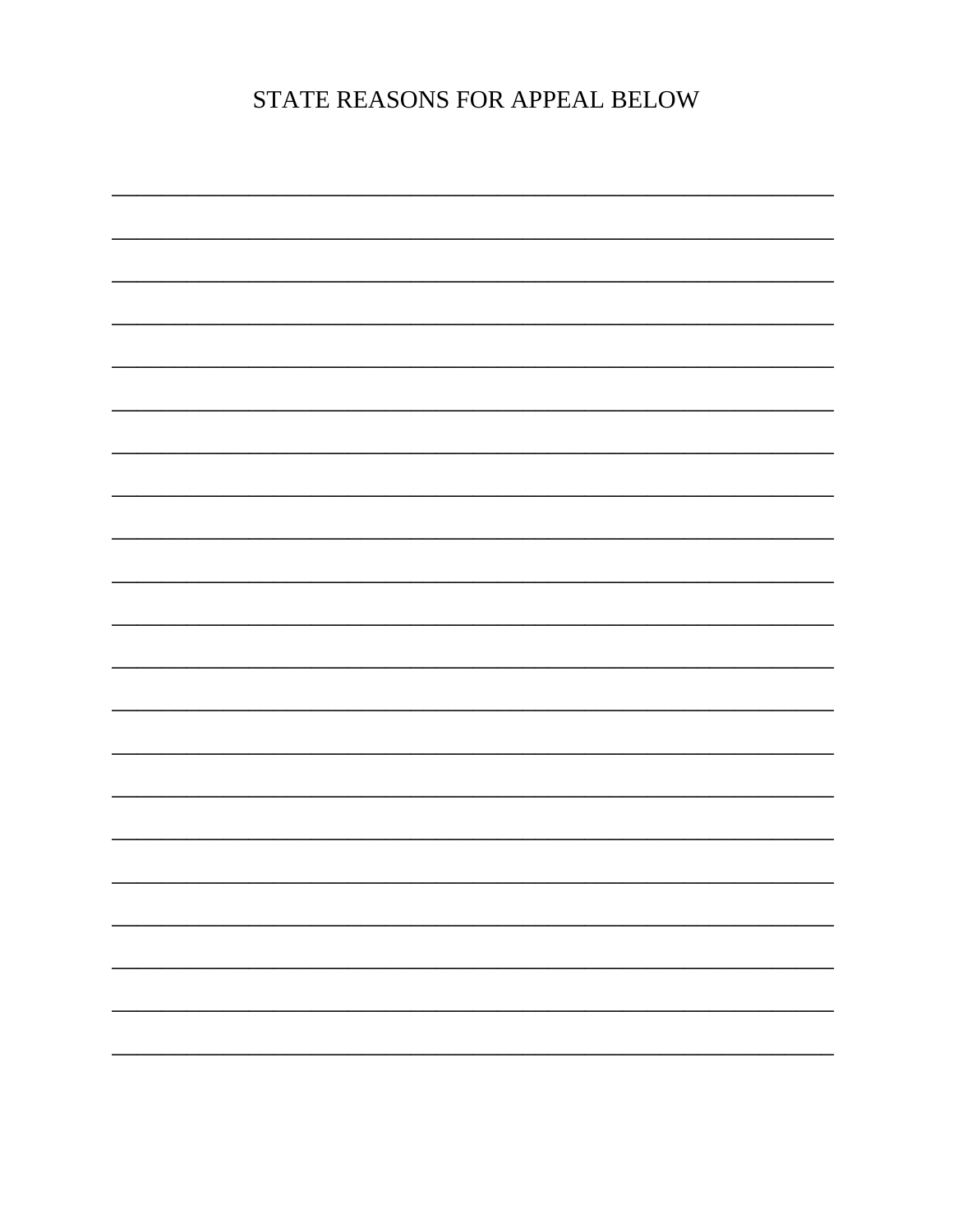STATE REASONS FOR APPEAL BELOW

_______________________________________________________________________

_______________________________________________________________________

_______________________________________________________________________

_______________________________________________________________________

_______________________________________________________________________

_______________________________________________________________________

_______________________________________________________________________

_______________________________________________________________________

_______________________________________________________________________

_______________________________________________________________________

_______________________________________________________________________

_______________________________________________________________________

_______________________________________________________________________

_______________________________________________________________________

_______________________________________________________________________

_______________________________________________________________________

_______________________________________________________________________

_______________________________________________________________________

_______________________________________________________________________

_______________________________________________________________________

_______________________________________________________________________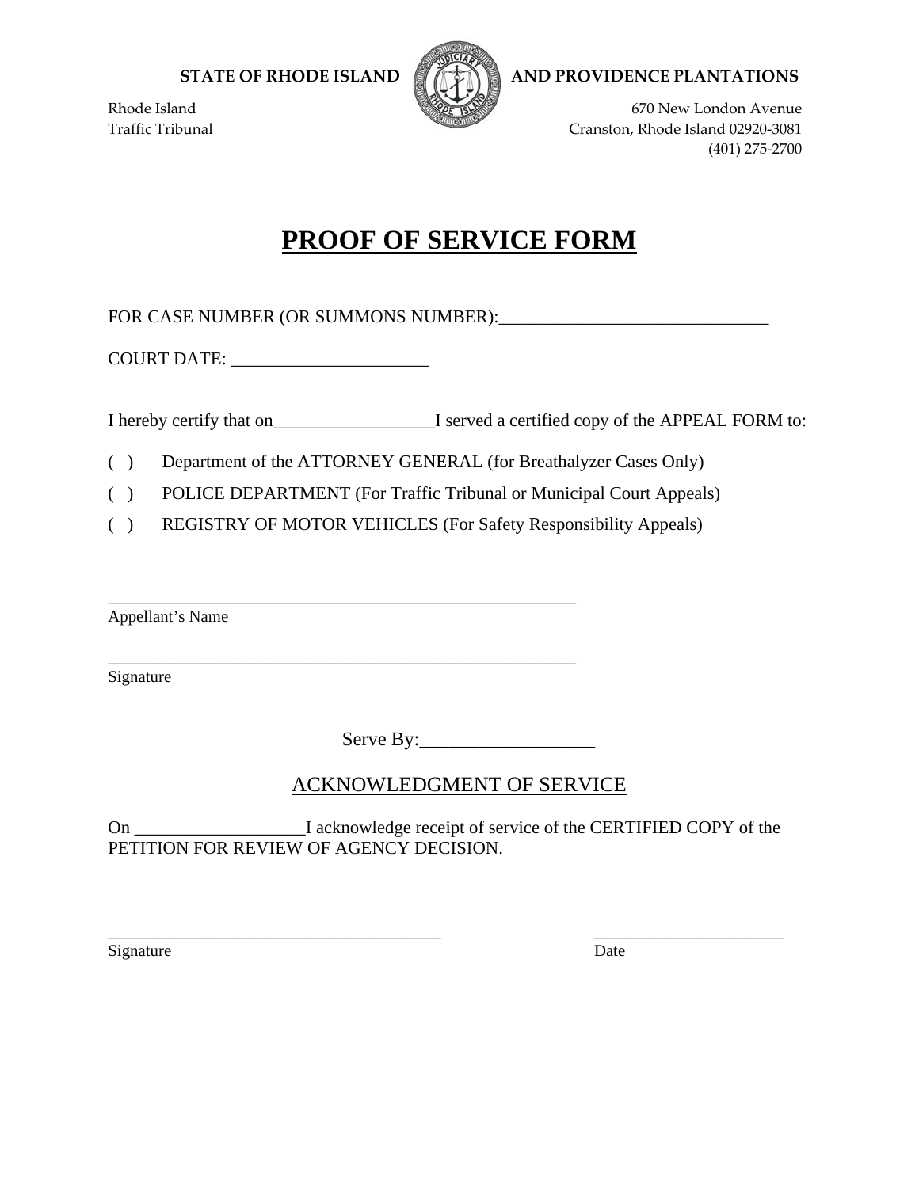**STATE OF RHODE ISLAND AND PROVIDENCE PLANTATIONS**

Rhode Island
Traffic Tribunal

670 New London Avenue
Cranston, Rhode Island 02920-3081
(401) 275-2700

# PROOF OF SERVICE FORM

FOR CASE NUMBER (OR SUMMONS NUMBER):______________________________

COURT DATE: ______________________

I hereby certify that on__________________I served a certified copy of the APPEAL FORM to:

( ) Department of the ATTORNEY GENERAL (for Breathalyzer Cases Only)

( ) POLICE DEPARTMENT (For Traffic Tribunal or Municipal Court Appeals)

( ) REGISTRY OF MOTOR VEHICLES (For Safety Responsibility Appeals)

______________________________________________________
Appellant's Name

______________________________________________________
Signature

Serve By:__________________

## ACKNOWLEDGMENT OF SERVICE

On ___________________I acknowledge receipt of service of the CERTIFIED COPY of the PETITION FOR REVIEW OF AGENCY DECISION.

______________________________________ ______________________
Signature Date